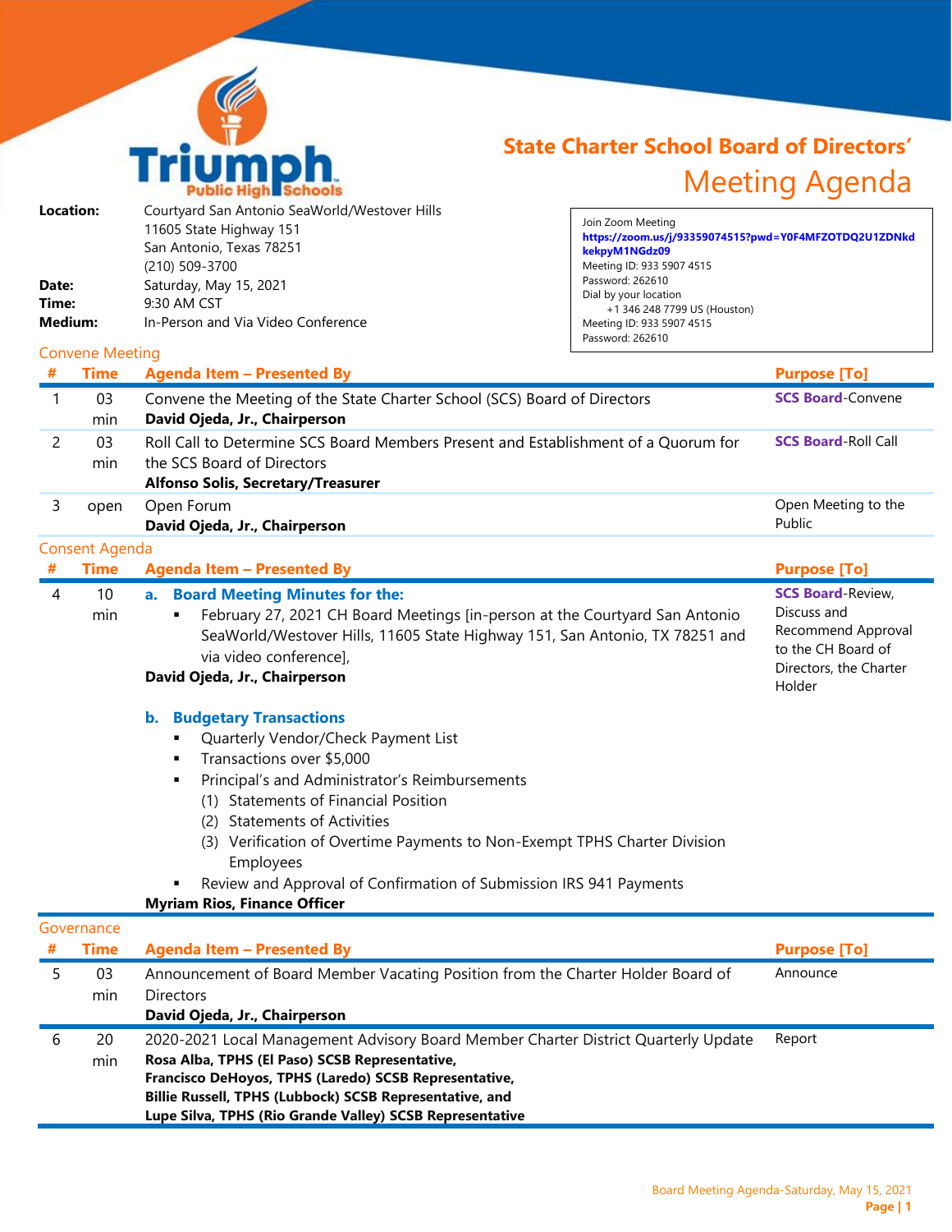Triumph Public High Schools

# State Charter School Board of Directors' Meeting Agenda

**Location:** Courtyard San Antonio SeaWorld/Westover Hills
11605 State Highway 151
San Antonio, Texas 78251
(210) 509-3700

**Date:** Saturday, May 15, 2021
**Time:** 9:30 AM CST
**Medium:** In-Person and Via Video Conference

Join Zoom Meeting
**https://zoom.us/j/93359074515?pwd=Y0F4MFZOTDQ2U1ZDNkdkekpyM1NGdz09**
Meeting ID: 933 5907 4515
Password: 262610
Dial by your location
+1 346 248 7799 US (Houston)
Meeting ID: 933 5907 4515
Password: 262610

## Convene Meeting

| # | Time | Agenda Item – Presented By | Purpose [To] |
|---|---|---|---|
| 1 | 03 min | Convene the Meeting of the State Charter School (SCS) Board of Directors **David Ojeda, Jr., Chairperson** | **SCS Board**-Convene |
| 2 | 03 min | Roll Call to Determine SCS Board Members Present and Establishment of a Quorum for the SCS Board of Directors **Alfonso Solis, Secretary/Treasurer** | **SCS Board**-Roll Call |
| 3 | open | Open Forum **David Ojeda, Jr., Chairperson** | Open Meeting to the Public |

## Consent Agenda

| # | Time | Agenda Item – Presented By | Purpose [To] |
|---|---|---|---|
| 4 | 10 min | **a. Board Meeting Minutes for the:**<br>▪ February 27, 2021 CH Board Meetings [in-person at the Courtyard San Antonio SeaWorld/Westover Hills, 11605 State Highway 151, San Antonio, TX 78251 and via video conference],<br>**David Ojeda, Jr., Chairperson**<br><br>**b. Budgetary Transactions**<br>▪ Quarterly Vendor/Check Payment List<br>▪ Transactions over $5,000<br>▪ Principal's and Administrator's Reimbursements<br>(1) Statements of Financial Position<br>(2) Statements of Activities<br>(3) Verification of Overtime Payments to Non-Exempt TPHS Charter Division Employees<br>▪ Review and Approval of Confirmation of Submission IRS 941 Payments<br>**Myriam Rios, Finance Officer** | **SCS Board**-Review, Discuss and Recommend Approval to the CH Board of Directors, the Charter Holder |

## Governance

| # | Time | Agenda Item – Presented By | Purpose [To] |
|---|---|---|---|
| 5 | 03 min | Announcement of Board Member Vacating Position from the Charter Holder Board of Directors **David Ojeda, Jr., Chairperson** | Announce |
| 6 | 20 min | 2020-2021 Local Management Advisory Board Member Charter District Quarterly Update **Rosa Alba, TPHS (El Paso) SCSB Representative, Francisco DeHoyos, TPHS (Laredo) SCSB Representative, Billie Russell, TPHS (Lubbock) SCSB Representative, and Lupe Silva, TPHS (Rio Grande Valley) SCSB Representative** | Report |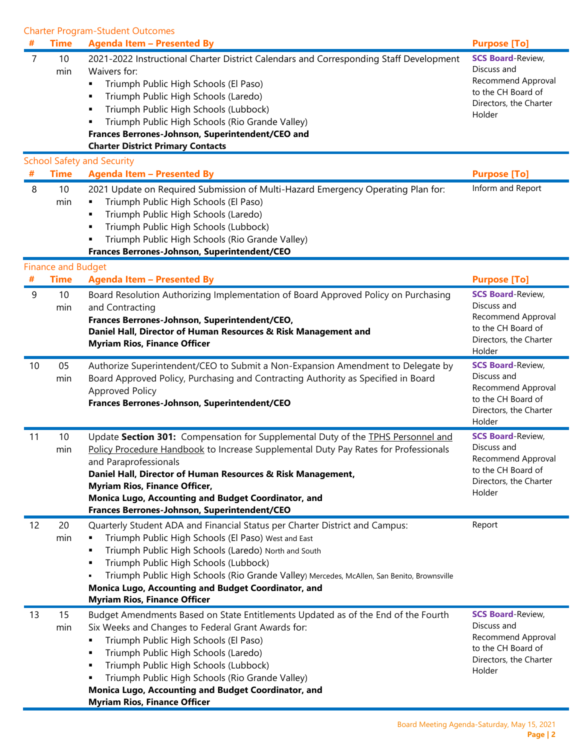### Charter Program-Student Outcomes

| # | Time | Agenda Item – Presented By | Purpose [To] |
|---|---|---|---|
| 7 | 10 min | 2021-2022 Instructional Charter District Calendars and Corresponding Staff Development Waivers for:<br>▪ Triumph Public High Schools (El Paso)<br>▪ Triumph Public High Schools (Laredo)<br>▪ Triumph Public High Schools (Lubbock)<br>▪ Triumph Public High Schools (Rio Grande Valley)<br>**Frances Berrones-Johnson, Superintendent/CEO and Charter District Primary Contacts** | **SCS Board**-Review, Discuss and Recommend Approval to the CH Board of Directors, the Charter Holder |

### School Safety and Security

| # | Time | Agenda Item – Presented By | Purpose [To] |
|---|---|---|---|
| 8 | 10 min | 2021 Update on Required Submission of Multi-Hazard Emergency Operating Plan for:<br>▪ Triumph Public High Schools (El Paso)<br>▪ Triumph Public High Schools (Laredo)<br>▪ Triumph Public High Schools (Lubbock)<br>▪ Triumph Public High Schools (Rio Grande Valley)<br>**Frances Berrones-Johnson, Superintendent/CEO** | Inform and Report |

### Finance and Budget

| # | Time | Agenda Item – Presented By | Purpose [To] |
|---|---|---|---|
| 9 | 10 min | Board Resolution Authorizing Implementation of Board Approved Policy on Purchasing and Contracting<br>**Frances Berrones-Johnson, Superintendent/CEO,<br>Daniel Hall, Director of Human Resources & Risk Management and<br>Myriam Rios, Finance Officer** | **SCS Board**-Review, Discuss and Recommend Approval to the CH Board of Directors, the Charter Holder |
| 10 | 05 min | Authorize Superintendent/CEO to Submit a Non-Expansion Amendment to Delegate by Board Approved Policy, Purchasing and Contracting Authority as Specified in Board Approved Policy<br>**Frances Berrones-Johnson, Superintendent/CEO** | **SCS Board**-Review, Discuss and Recommend Approval to the CH Board of Directors, the Charter Holder |
| 11 | 10 min | Update **Section 301:** Compensation for Supplemental Duty of the TPHS Personnel and Policy Procedure Handbook to Increase Supplemental Duty Pay Rates for Professionals and Paraprofessionals<br>**Daniel Hall, Director of Human Resources & Risk Management,<br>Myriam Rios, Finance Officer,<br>Monica Lugo, Accounting and Budget Coordinator, and<br>Frances Berrones-Johnson, Superintendent/CEO** | **SCS Board**-Review, Discuss and Recommend Approval to the CH Board of Directors, the Charter Holder |
| 12 | 20 min | Quarterly Student ADA and Financial Status per Charter District and Campus:<br>▪ Triumph Public High Schools (El Paso) West and East<br>▪ Triumph Public High Schools (Laredo) North and South<br>▪ Triumph Public High Schools (Lubbock)<br>▪ Triumph Public High Schools (Rio Grande Valley) Mercedes, McAllen, San Benito, Brownsville<br>**Monica Lugo, Accounting and Budget Coordinator, and<br>Myriam Rios, Finance Officer** | Report |
| 13 | 15 min | Budget Amendments Based on State Entitlements Updated as of the End of the Fourth Six Weeks and Changes to Federal Grant Awards for:<br>▪ Triumph Public High Schools (El Paso)<br>▪ Triumph Public High Schools (Laredo)<br>▪ Triumph Public High Schools (Lubbock)<br>▪ Triumph Public High Schools (Rio Grande Valley)<br>**Monica Lugo, Accounting and Budget Coordinator, and<br>Myriam Rios, Finance Officer** | **SCS Board**-Review, Discuss and Recommend Approval to the CH Board of Directors, the Charter Holder |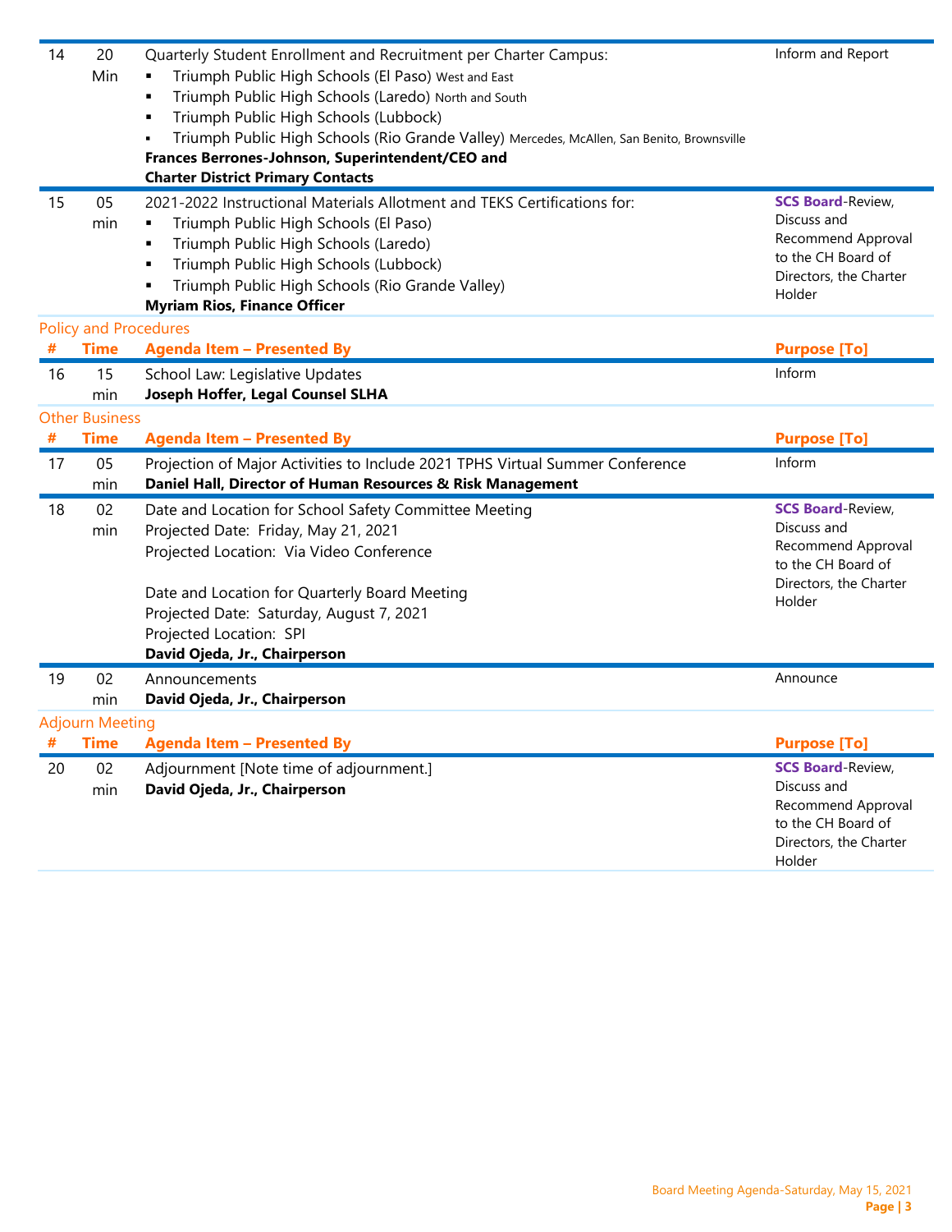| # | Time | Agenda Item – Presented By | Purpose [To] |
|---|---|---|---|
| 14 | 20 Min | Quarterly Student Enrollment and Recruitment per Charter Campus:<br>▪ Triumph Public High Schools (El Paso) West and East<br>▪ Triumph Public High Schools (Laredo) North and South<br>▪ Triumph Public High Schools (Lubbock)<br>▪ Triumph Public High Schools (Rio Grande Valley) Mercedes, McAllen, San Benito, Brownsville<br>**Frances Berrones-Johnson, Superintendent/CEO and Charter District Primary Contacts** | Inform and Report |
| 15 | 05 min | 2021-2022 Instructional Materials Allotment and TEKS Certifications for:<br>▪ Triumph Public High Schools (El Paso)<br>▪ Triumph Public High Schools (Laredo)<br>▪ Triumph Public High Schools (Lubbock)<br>▪ Triumph Public High Schools (Rio Grande Valley)<br>**Myriam Rios, Finance Officer** | **SCS Board**-Review, Discuss and Recommend Approval to the CH Board of Directors, the Charter Holder |

Policy and Procedures

| # | Time | Agenda Item – Presented By | Purpose [To] |
|---|---|---|---|
| 16 | 15 min | School Law: Legislative Updates<br>**Joseph Hoffer, Legal Counsel SLHA** | Inform |

Other Business

| # | Time | Agenda Item – Presented By | Purpose [To] |
|---|---|---|---|
| 17 | 05 min | Projection of Major Activities to Include 2021 TPHS Virtual Summer Conference<br>**Daniel Hall, Director of Human Resources & Risk Management** | Inform |
| 18 | 02 min | Date and Location for School Safety Committee Meeting<br>Projected Date: Friday, May 21, 2021<br>Projected Location: Via Video Conference<br><br>Date and Location for Quarterly Board Meeting<br>Projected Date: Saturday, August 7, 2021<br>Projected Location: SPI<br>**David Ojeda, Jr., Chairperson** | **SCS Board**-Review, Discuss and Recommend Approval to the CH Board of Directors, the Charter Holder |
| 19 | 02 min | Announcements<br>**David Ojeda, Jr., Chairperson** | Announce |

Adjourn Meeting

| # | Time | Agenda Item – Presented By | Purpose [To] |
|---|---|---|---|
| 20 | 02 min | Adjournment [Note time of adjournment.]<br>**David Ojeda, Jr., Chairperson** | **SCS Board**-Review, Discuss and Recommend Approval to the CH Board of Directors, the Charter Holder |